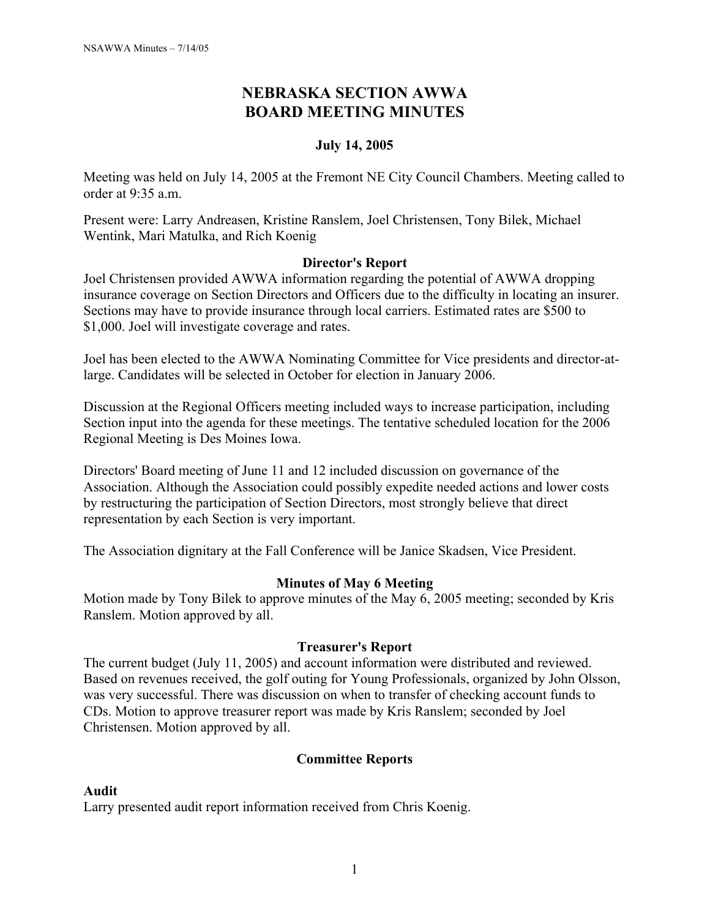# NEBRASKA SECTION AWWA
# BOARD MEETING MINUTES

**July 14, 2005**

Meeting was held on July 14, 2005 at the Fremont NE City Council Chambers. Meeting called to order at 9:35 a.m.

Present were: Larry Andreasen, Kristine Ranslem, Joel Christensen, Tony Bilek, Michael Wentink, Mari Matulka, and Rich Koenig

## Director's Report

Joel Christensen provided AWWA information regarding the potential of AWWA dropping insurance coverage on Section Directors and Officers due to the difficulty in locating an insurer. Sections may have to provide insurance through local carriers. Estimated rates are $500 to $1,000. Joel will investigate coverage and rates.

Joel has been elected to the AWWA Nominating Committee for Vice presidents and director-at-large. Candidates will be selected in October for election in January 2006.

Discussion at the Regional Officers meeting included ways to increase participation, including Section input into the agenda for these meetings. The tentative scheduled location for the 2006 Regional Meeting is Des Moines Iowa.

Directors' Board meeting of June 11 and 12 included discussion on governance of the Association. Although the Association could possibly expedite needed actions and lower costs by restructuring the participation of Section Directors, most strongly believe that direct representation by each Section is very important.

The Association dignitary at the Fall Conference will be Janice Skadsen, Vice President.

## Minutes of May 6 Meeting

Motion made by Tony Bilek to approve minutes of the May 6, 2005 meeting; seconded by Kris Ranslem. Motion approved by all.

## Treasurer's Report

The current budget (July 11, 2005) and account information were distributed and reviewed. Based on revenues received, the golf outing for Young Professionals, organized by John Olsson, was very successful. There was discussion on when to transfer of checking account funds to CDs. Motion to approve treasurer report was made by Kris Ranslem; seconded by Joel Christensen. Motion approved by all.

## Committee Reports

### Audit

Larry presented audit report information received from Chris Koenig.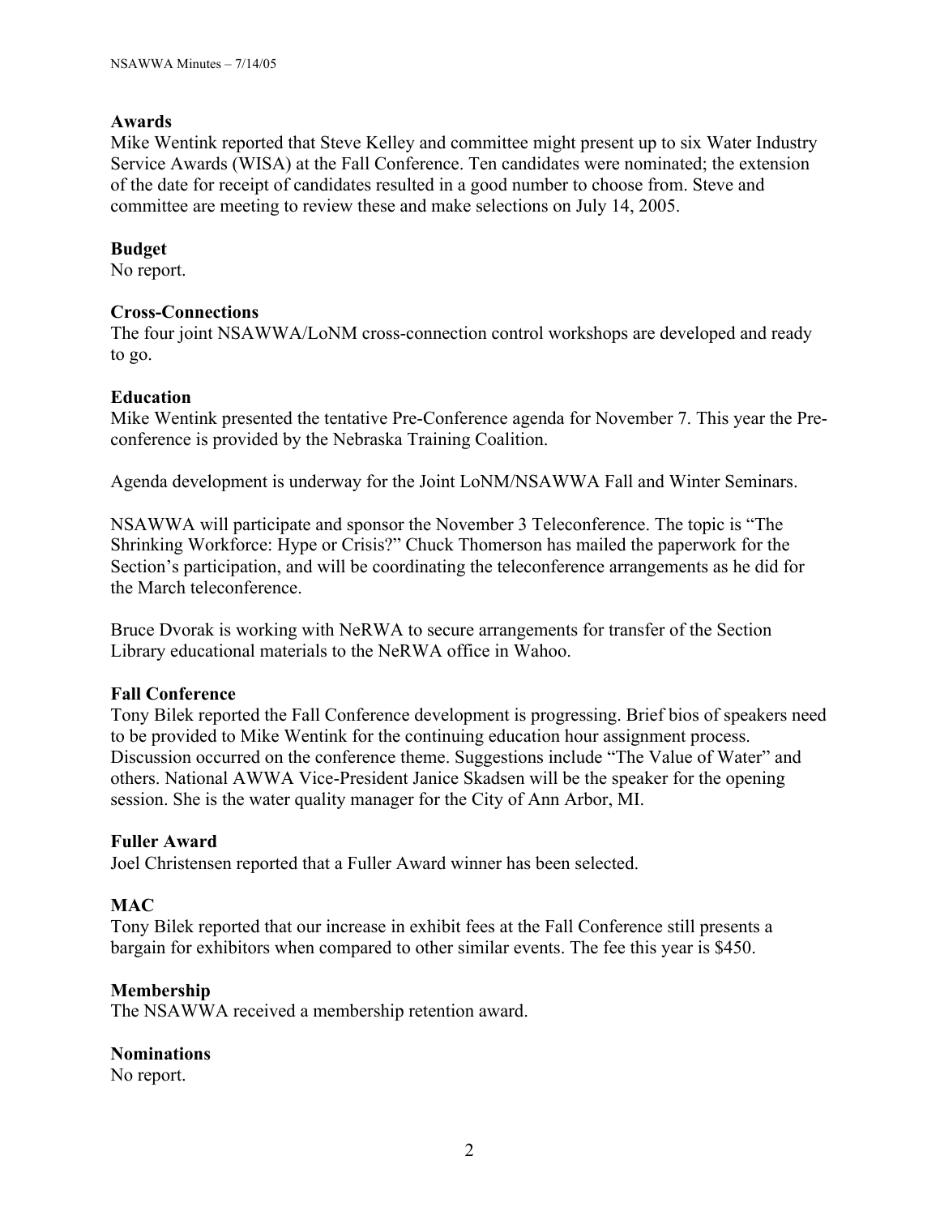**Awards**

Mike Wentink reported that Steve Kelley and committee might present up to six Water Industry Service Awards (WISA) at the Fall Conference. Ten candidates were nominated; the extension of the date for receipt of candidates resulted in a good number to choose from. Steve and committee are meeting to review these and make selections on July 14, 2005.

**Budget**

No report.

**Cross-Connections**

The four joint NSAWWA/LoNM cross-connection control workshops are developed and ready to go.

**Education**

Mike Wentink presented the tentative Pre-Conference agenda for November 7. This year the Pre-conference is provided by the Nebraska Training Coalition.

Agenda development is underway for the Joint LoNM/NSAWWA Fall and Winter Seminars.

NSAWWA will participate and sponsor the November 3 Teleconference. The topic is "The Shrinking Workforce: Hype or Crisis?" Chuck Thomerson has mailed the paperwork for the Section's participation, and will be coordinating the teleconference arrangements as he did for the March teleconference.

Bruce Dvorak is working with NeRWA to secure arrangements for transfer of the Section Library educational materials to the NeRWA office in Wahoo.

**Fall Conference**

Tony Bilek reported the Fall Conference development is progressing. Brief bios of speakers need to be provided to Mike Wentink for the continuing education hour assignment process. Discussion occurred on the conference theme. Suggestions include "The Value of Water" and others. National AWWA Vice-President Janice Skadsen will be the speaker for the opening session. She is the water quality manager for the City of Ann Arbor, MI.

**Fuller Award**

Joel Christensen reported that a Fuller Award winner has been selected.

**MAC**

Tony Bilek reported that our increase in exhibit fees at the Fall Conference still presents a bargain for exhibitors when compared to other similar events. The fee this year is $450.

**Membership**

The NSAWWA received a membership retention award.

**Nominations**

No report.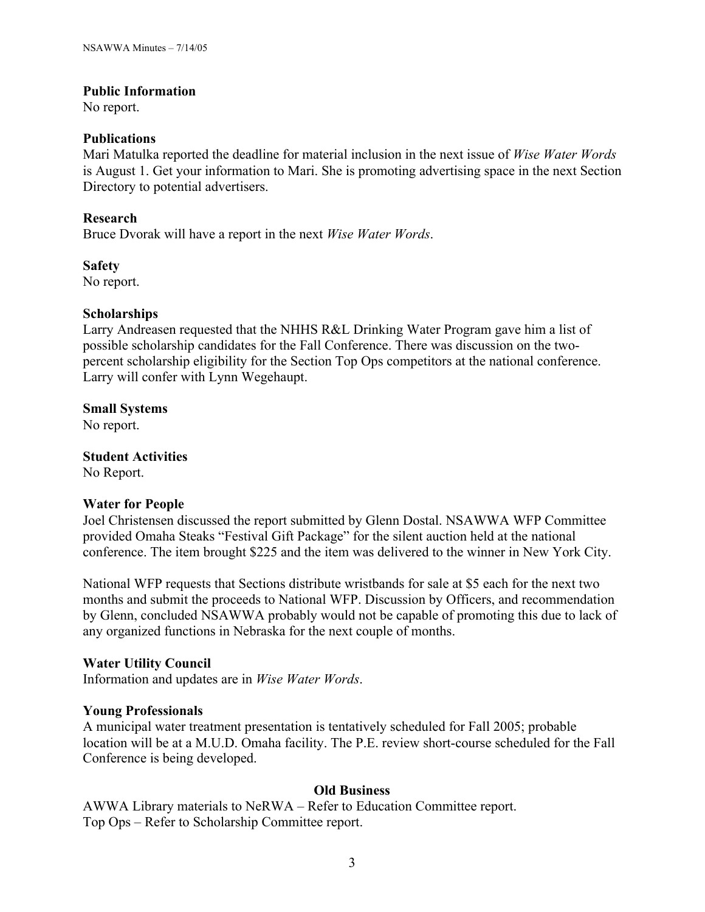**Public Information**
No report.

**Publications**
Mari Matulka reported the deadline for material inclusion in the next issue of *Wise Water Words* is August 1. Get your information to Mari. She is promoting advertising space in the next Section Directory to potential advertisers.

**Research**
Bruce Dvorak will have a report in the next *Wise Water Words*.

**Safety**
No report.

**Scholarships**
Larry Andreasen requested that the NHHS R&L Drinking Water Program gave him a list of possible scholarship candidates for the Fall Conference. There was discussion on the two-percent scholarship eligibility for the Section Top Ops competitors at the national conference. Larry will confer with Lynn Wegehaupt.

**Small Systems**
No report.

**Student Activities**
No Report.

**Water for People**
Joel Christensen discussed the report submitted by Glenn Dostal. NSAWWA WFP Committee provided Omaha Steaks "Festival Gift Package" for the silent auction held at the national conference. The item brought $225 and the item was delivered to the winner in New York City.

National WFP requests that Sections distribute wristbands for sale at $5 each for the next two months and submit the proceeds to National WFP. Discussion by Officers, and recommendation by Glenn, concluded NSAWWA probably would not be capable of promoting this due to lack of any organized functions in Nebraska for the next couple of months.

**Water Utility Council**
Information and updates are in *Wise Water Words*.

**Young Professionals**
A municipal water treatment presentation is tentatively scheduled for Fall 2005; probable location will be at a M.U.D. Omaha facility. The P.E. review short-course scheduled for the Fall Conference is being developed.

## Old Business

AWWA Library materials to NeRWA – Refer to Education Committee report.
Top Ops – Refer to Scholarship Committee report.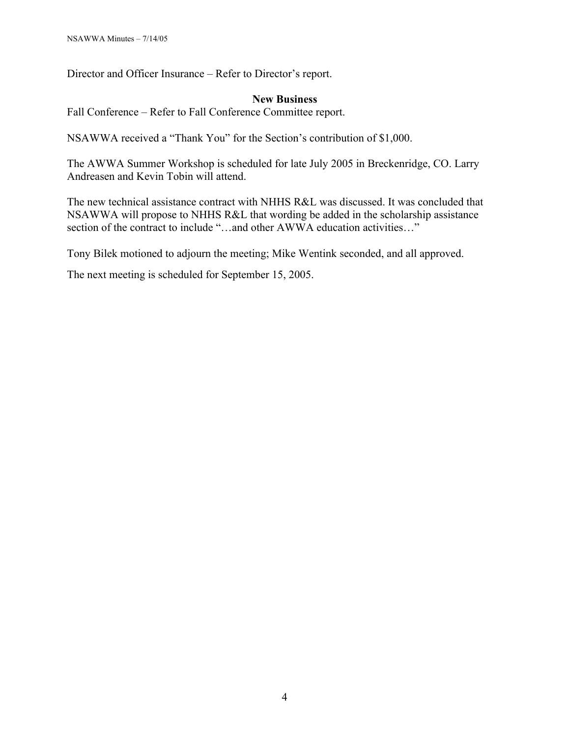Director and Officer Insurance – Refer to Director's report.

**New Business**

Fall Conference – Refer to Fall Conference Committee report.

NSAWWA received a "Thank You" for the Section's contribution of $1,000.

The AWWA Summer Workshop is scheduled for late July 2005 in Breckenridge, CO. Larry Andreasen and Kevin Tobin will attend.

The new technical assistance contract with NHHS R&L was discussed. It was concluded that NSAWWA will propose to NHHS R&L that wording be added in the scholarship assistance section of the contract to include "…and other AWWA education activities…"

Tony Bilek motioned to adjourn the meeting; Mike Wentink seconded, and all approved.

The next meeting is scheduled for September 15, 2005.